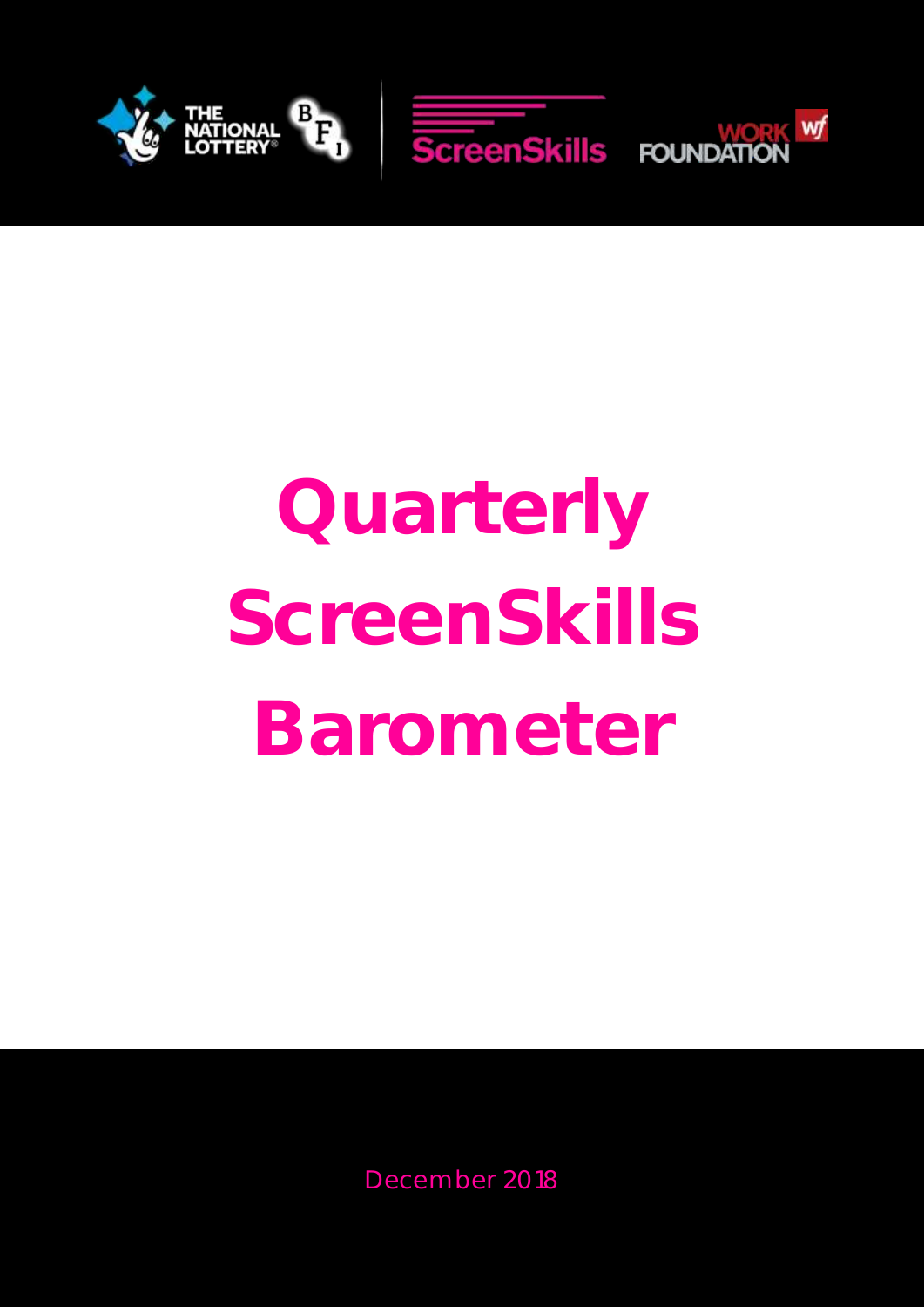# Quarterly ScreenSkills Barometer

December 2018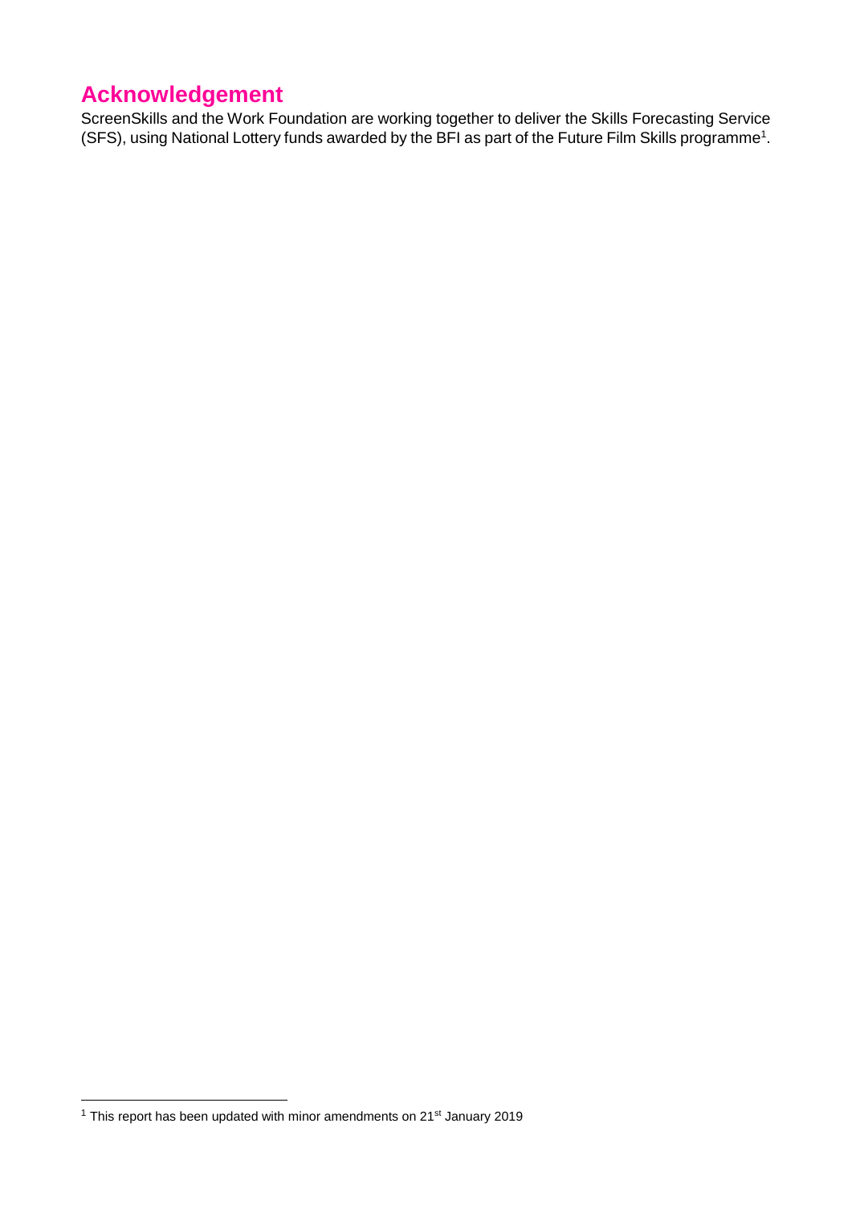## Acknowledgement

ScreenSkills and the Work Foundation are working together to deliver the Skills Forecasting Service (SFS), using National Lottery funds awarded by the BFI as part of the Future Film Skills programme[1].

[1] This report has been updated with minor amendments on 21st January 2019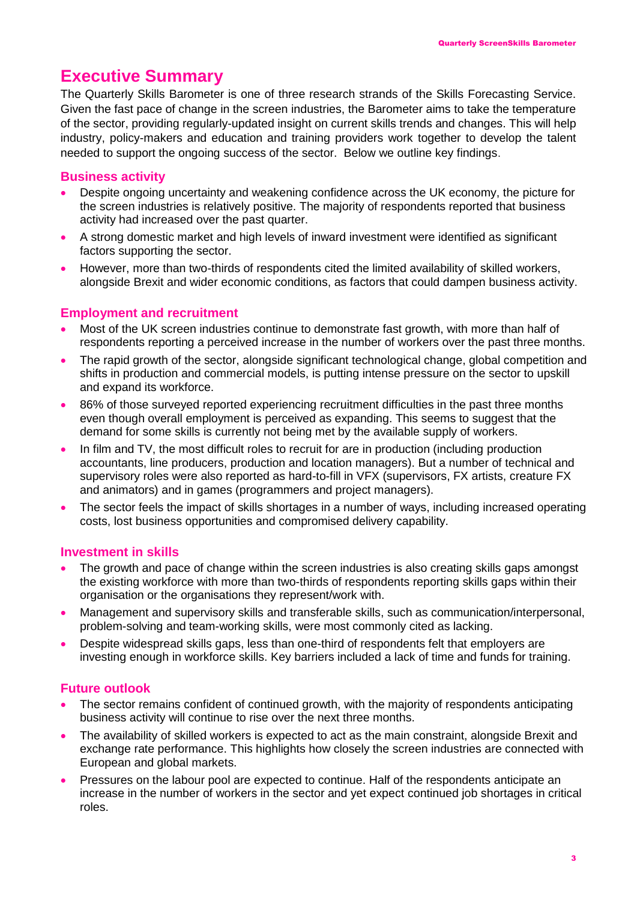# Executive Summary

The Quarterly Skills Barometer is one of three research strands of the Skills Forecasting Service. Given the fast pace of change in the screen industries, the Barometer aims to take the temperature of the sector, providing regularly-updated insight on current skills trends and changes. This will help industry, policy-makers and education and training providers work together to develop the talent needed to support the ongoing success of the sector. Below we outline key findings.

## Business activity

- Despite ongoing uncertainty and weakening confidence across the UK economy, the picture for the screen industries is relatively positive. The majority of respondents reported that business activity had increased over the past quarter.
- A strong domestic market and high levels of inward investment were identified as significant factors supporting the sector.
- However, more than two-thirds of respondents cited the limited availability of skilled workers, alongside Brexit and wider economic conditions, as factors that could dampen business activity.

## Employment and recruitment

- Most of the UK screen industries continue to demonstrate fast growth, with more than half of respondents reporting a perceived increase in the number of workers over the past three months.
- The rapid growth of the sector, alongside significant technological change, global competition and shifts in production and commercial models, is putting intense pressure on the sector to upskill and expand its workforce.
- 86% of those surveyed reported experiencing recruitment difficulties in the past three months even though overall employment is perceived as expanding. This seems to suggest that the demand for some skills is currently not being met by the available supply of workers.
- In film and TV, the most difficult roles to recruit for are in production (including production accountants, line producers, production and location managers). But a number of technical and supervisory roles were also reported as hard-to-fill in VFX (supervisors, FX artists, creature FX and animators) and in games (programmers and project managers).
- The sector feels the impact of skills shortages in a number of ways, including increased operating costs, lost business opportunities and compromised delivery capability.

## Investment in skills

- The growth and pace of change within the screen industries is also creating skills gaps amongst the existing workforce with more than two-thirds of respondents reporting skills gaps within their organisation or the organisations they represent/work with.
- Management and supervisory skills and transferable skills, such as communication/interpersonal, problem-solving and team-working skills, were most commonly cited as lacking.
- Despite widespread skills gaps, less than one-third of respondents felt that employers are investing enough in workforce skills. Key barriers included a lack of time and funds for training.

## Future outlook

- The sector remains confident of continued growth, with the majority of respondents anticipating business activity will continue to rise over the next three months.
- The availability of skilled workers is expected to act as the main constraint, alongside Brexit and exchange rate performance. This highlights how closely the screen industries are connected with European and global markets.
- Pressures on the labour pool are expected to continue. Half of the respondents anticipate an increase in the number of workers in the sector and yet expect continued job shortages in critical roles.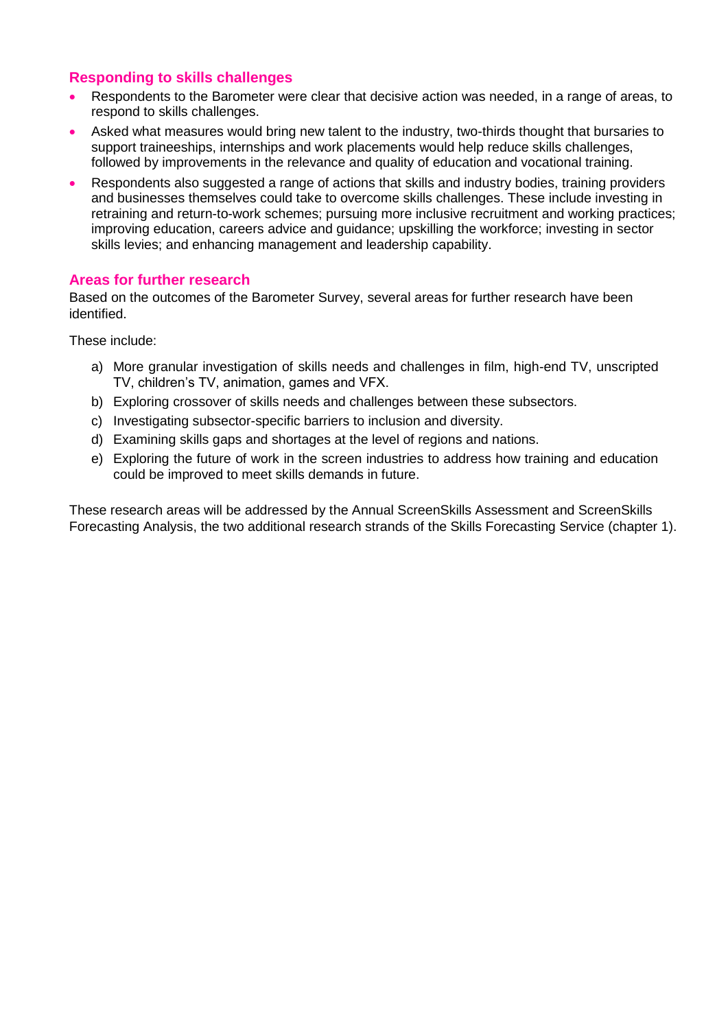## Responding to skills challenges

- Respondents to the Barometer were clear that decisive action was needed, in a range of areas, to respond to skills challenges.
- Asked what measures would bring new talent to the industry, two-thirds thought that bursaries to support traineeships, internships and work placements would help reduce skills challenges, followed by improvements in the relevance and quality of education and vocational training.
- Respondents also suggested a range of actions that skills and industry bodies, training providers and businesses themselves could take to overcome skills challenges. These include investing in retraining and return-to-work schemes; pursuing more inclusive recruitment and working practices; improving education, careers advice and guidance; upskilling the workforce; investing in sector skills levies; and enhancing management and leadership capability.

## Areas for further research

Based on the outcomes of the Barometer Survey, several areas for further research have been identified.

These include:

a) More granular investigation of skills needs and challenges in film, high-end TV, unscripted TV, children's TV, animation, games and VFX.
b) Exploring crossover of skills needs and challenges between these subsectors.
c) Investigating subsector-specific barriers to inclusion and diversity.
d) Examining skills gaps and shortages at the level of regions and nations.
e) Exploring the future of work in the screen industries to address how training and education could be improved to meet skills demands in future.

These research areas will be addressed by the Annual ScreenSkills Assessment and ScreenSkills Forecasting Analysis, the two additional research strands of the Skills Forecasting Service (chapter 1).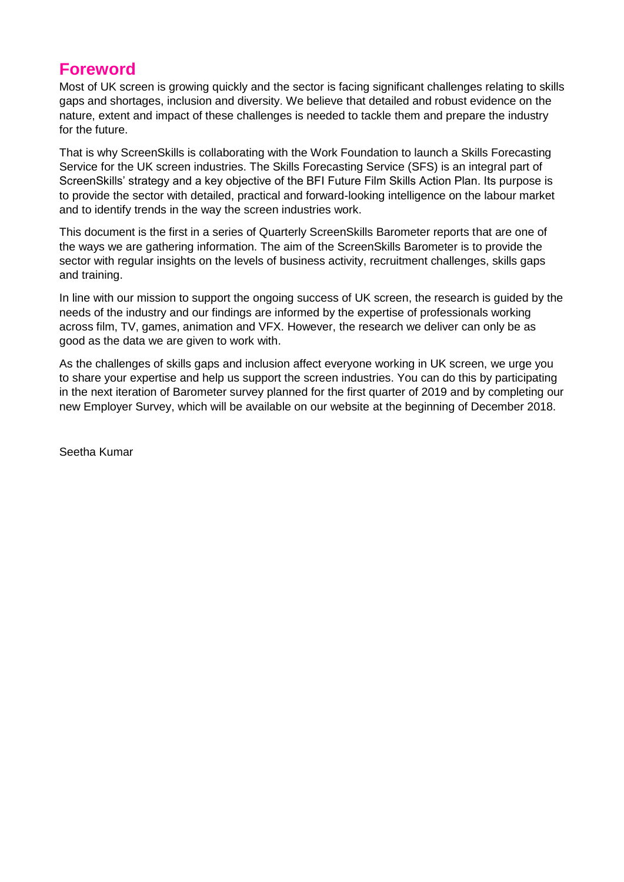# Foreword

Most of UK screen is growing quickly and the sector is facing significant challenges relating to skills gaps and shortages, inclusion and diversity. We believe that detailed and robust evidence on the nature, extent and impact of these challenges is needed to tackle them and prepare the industry for the future.

That is why ScreenSkills is collaborating with the Work Foundation to launch a Skills Forecasting Service for the UK screen industries. The Skills Forecasting Service (SFS) is an integral part of ScreenSkills' strategy and a key objective of the BFI Future Film Skills Action Plan. Its purpose is to provide the sector with detailed, practical and forward-looking intelligence on the labour market and to identify trends in the way the screen industries work.

This document is the first in a series of Quarterly ScreenSkills Barometer reports that are one of the ways we are gathering information. The aim of the ScreenSkills Barometer is to provide the sector with regular insights on the levels of business activity, recruitment challenges, skills gaps and training.

In line with our mission to support the ongoing success of UK screen, the research is guided by the needs of the industry and our findings are informed by the expertise of professionals working across film, TV, games, animation and VFX. However, the research we deliver can only be as good as the data we are given to work with.

As the challenges of skills gaps and inclusion affect everyone working in UK screen, we urge you to share your expertise and help us support the screen industries. You can do this by participating in the next iteration of Barometer survey planned for the first quarter of 2019 and by completing our new Employer Survey, which will be available on our website at the beginning of December 2018.

Seetha Kumar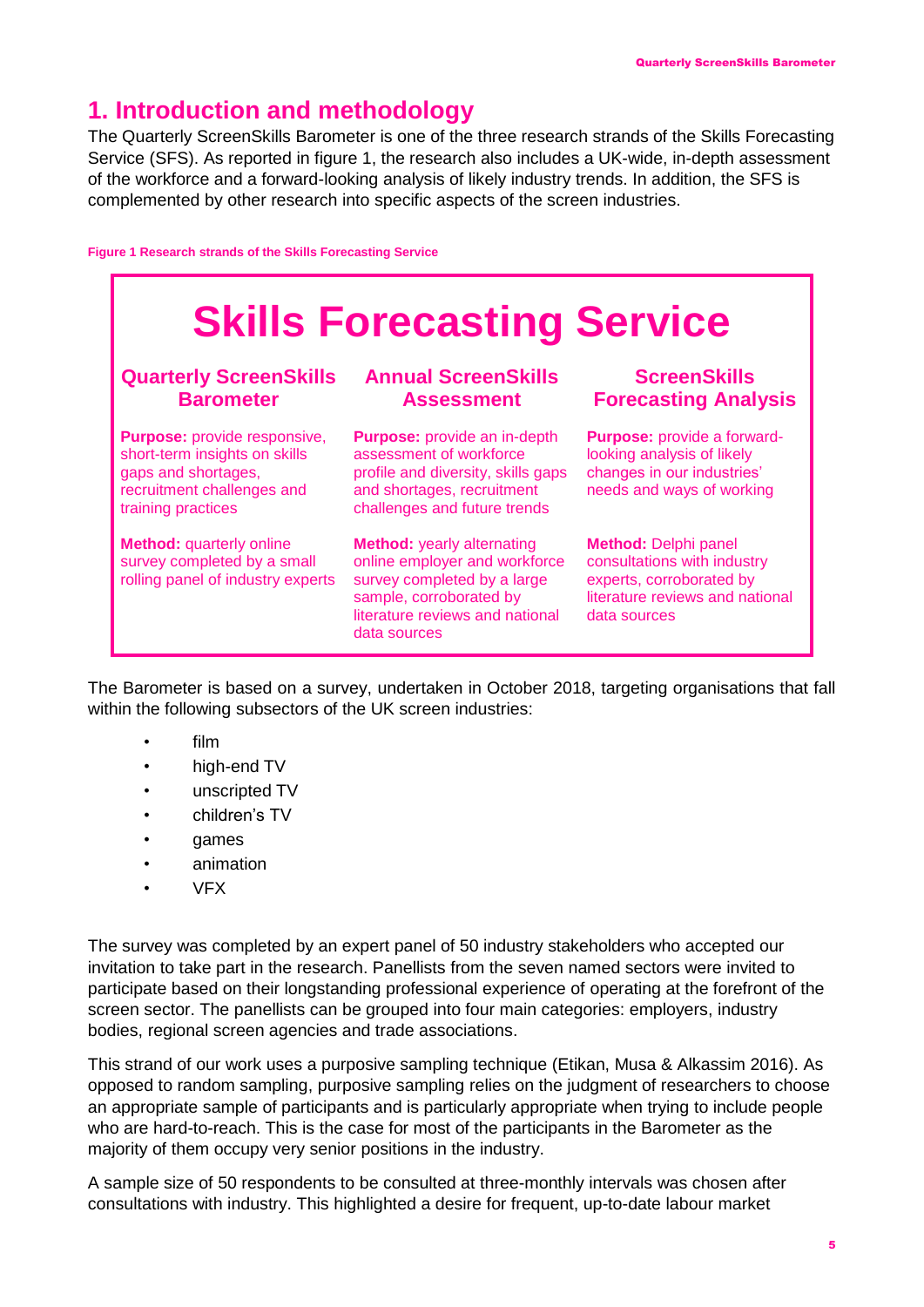## 1. Introduction and methodology

The Quarterly ScreenSkills Barometer is one of the three research strands of the Skills Forecasting Service (SFS). As reported in figure 1, the research also includes a UK-wide, in-depth assessment of the workforce and a forward-looking analysis of likely industry trends. In addition, the SFS is complemented by other research into specific aspects of the screen industries.

**Figure 1 Research strands of the Skills Forecasting Service**

| Skills Forecasting Service | | |
|---|---|---|
| **Quarterly ScreenSkills Barometer** | **Annual ScreenSkills Assessment** | **ScreenSkills Forecasting Analysis** |
| **Purpose:** provide responsive, short-term insights on skills gaps and shortages, recruitment challenges and training practices | **Purpose:** provide an in-depth assessment of workforce profile and diversity, skills gaps and shortages, recruitment challenges and future trends | **Purpose:** provide a forward-looking analysis of likely changes in our industries' needs and ways of working |
| **Method:** quarterly online survey completed by a small rolling panel of industry experts | **Method:** yearly alternating online employer and workforce survey completed by a large sample, corroborated by literature reviews and national data sources | **Method:** Delphi panel consultations with industry experts, corroborated by literature reviews and national data sources |

The Barometer is based on a survey, undertaken in October 2018, targeting organisations that fall within the following subsectors of the UK screen industries:

- film
- high-end TV
- unscripted TV
- children's TV
- games
- animation
- VFX

The survey was completed by an expert panel of 50 industry stakeholders who accepted our invitation to take part in the research. Panellists from the seven named sectors were invited to participate based on their longstanding professional experience of operating at the forefront of the screen sector. The panellists can be grouped into four main categories: employers, industry bodies, regional screen agencies and trade associations.

This strand of our work uses a purposive sampling technique (Etikan, Musa & Alkassim 2016). As opposed to random sampling, purposive sampling relies on the judgment of researchers to choose an appropriate sample of participants and is particularly appropriate when trying to include people who are hard-to-reach. This is the case for most of the participants in the Barometer as the majority of them occupy very senior positions in the industry.

A sample size of 50 respondents to be consulted at three-monthly intervals was chosen after consultations with industry. This highlighted a desire for frequent, up-to-date labour market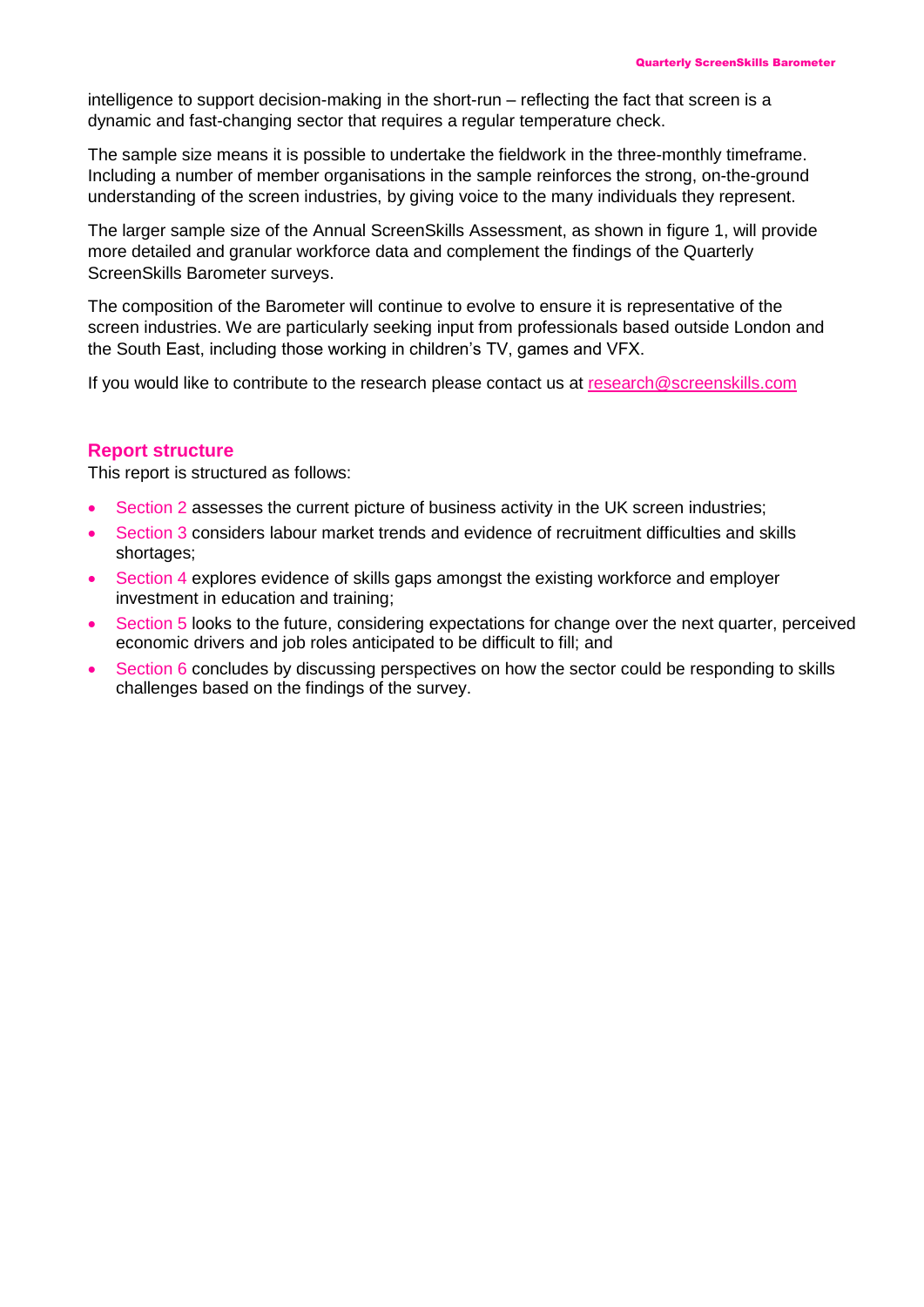intelligence to support decision-making in the short-run – reflecting the fact that screen is a dynamic and fast-changing sector that requires a regular temperature check.

The sample size means it is possible to undertake the fieldwork in the three-monthly timeframe. Including a number of member organisations in the sample reinforces the strong, on-the-ground understanding of the screen industries, by giving voice to the many individuals they represent.

The larger sample size of the Annual ScreenSkills Assessment, as shown in figure 1, will provide more detailed and granular workforce data and complement the findings of the Quarterly ScreenSkills Barometer surveys.

The composition of the Barometer will continue to evolve to ensure it is representative of the screen industries. We are particularly seeking input from professionals based outside London and the South East, including those working in children's TV, games and VFX.

If you would like to contribute to the research please contact us at research@screenskills.com

## Report structure

This report is structured as follows:

- Section 2 assesses the current picture of business activity in the UK screen industries;
- Section 3 considers labour market trends and evidence of recruitment difficulties and skills shortages;
- Section 4 explores evidence of skills gaps amongst the existing workforce and employer investment in education and training;
- Section 5 looks to the future, considering expectations for change over the next quarter, perceived economic drivers and job roles anticipated to be difficult to fill; and
- Section 6 concludes by discussing perspectives on how the sector could be responding to skills challenges based on the findings of the survey.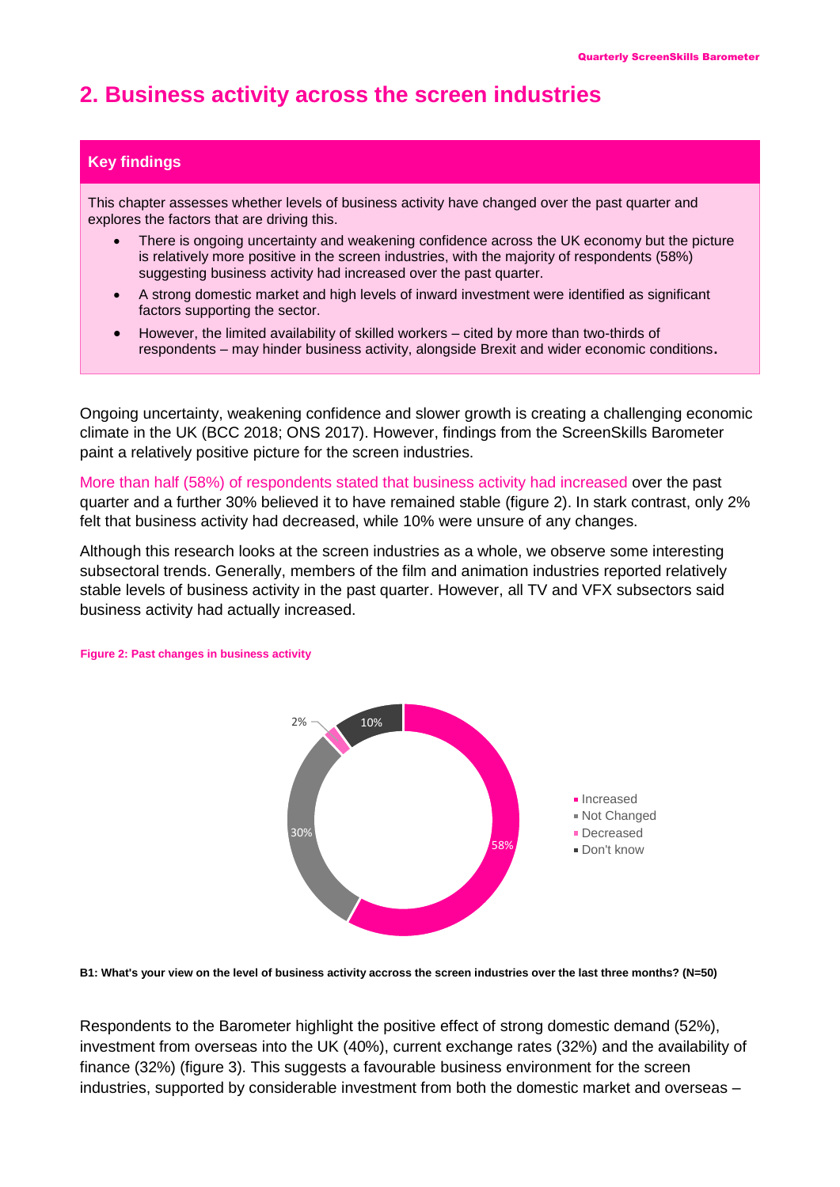## 2. Business activity across the screen industries

**Key findings**

This chapter assesses whether levels of business activity have changed over the past quarter and explores the factors that are driving this.

- There is ongoing uncertainty and weakening confidence across the UK economy but the picture is relatively more positive in the screen industries, with the majority of respondents (58%) suggesting business activity had increased over the past quarter.
- A strong domestic market and high levels of inward investment were identified as significant factors supporting the sector.
- However, the limited availability of skilled workers – cited by more than two-thirds of respondents – may hinder business activity, alongside Brexit and wider economic conditions.

Ongoing uncertainty, weakening confidence and slower growth is creating a challenging economic climate in the UK (BCC 2018; ONS 2017). However, findings from the ScreenSkills Barometer paint a relatively positive picture for the screen industries.

More than half (58%) of respondents stated that business activity had increased over the past quarter and a further 30% believed it to have remained stable (figure 2). In stark contrast, only 2% felt that business activity had decreased, while 10% were unsure of any changes.

Although this research looks at the screen industries as a whole, we observe some interesting subsectoral trends. Generally, members of the film and animation industries reported relatively stable levels of business activity in the past quarter. However, all TV and VFX subsectors said business activity had actually increased.

**Figure 2: Past changes in business activity**

| Response | % |
|---|---|
| Increased | 58% |
| Not Changed | 30% |
| Decreased | 2% |
| Don't know | 10% |

**B1: What's your view on the level of business activity accross the screen industries over the last three months? (N=50)**

Respondents to the Barometer highlight the positive effect of strong domestic demand (52%), investment from overseas into the UK (40%), current exchange rates (32%) and the availability of finance (32%) (figure 3). This suggests a favourable business environment for the screen industries, supported by considerable investment from both the domestic market and overseas –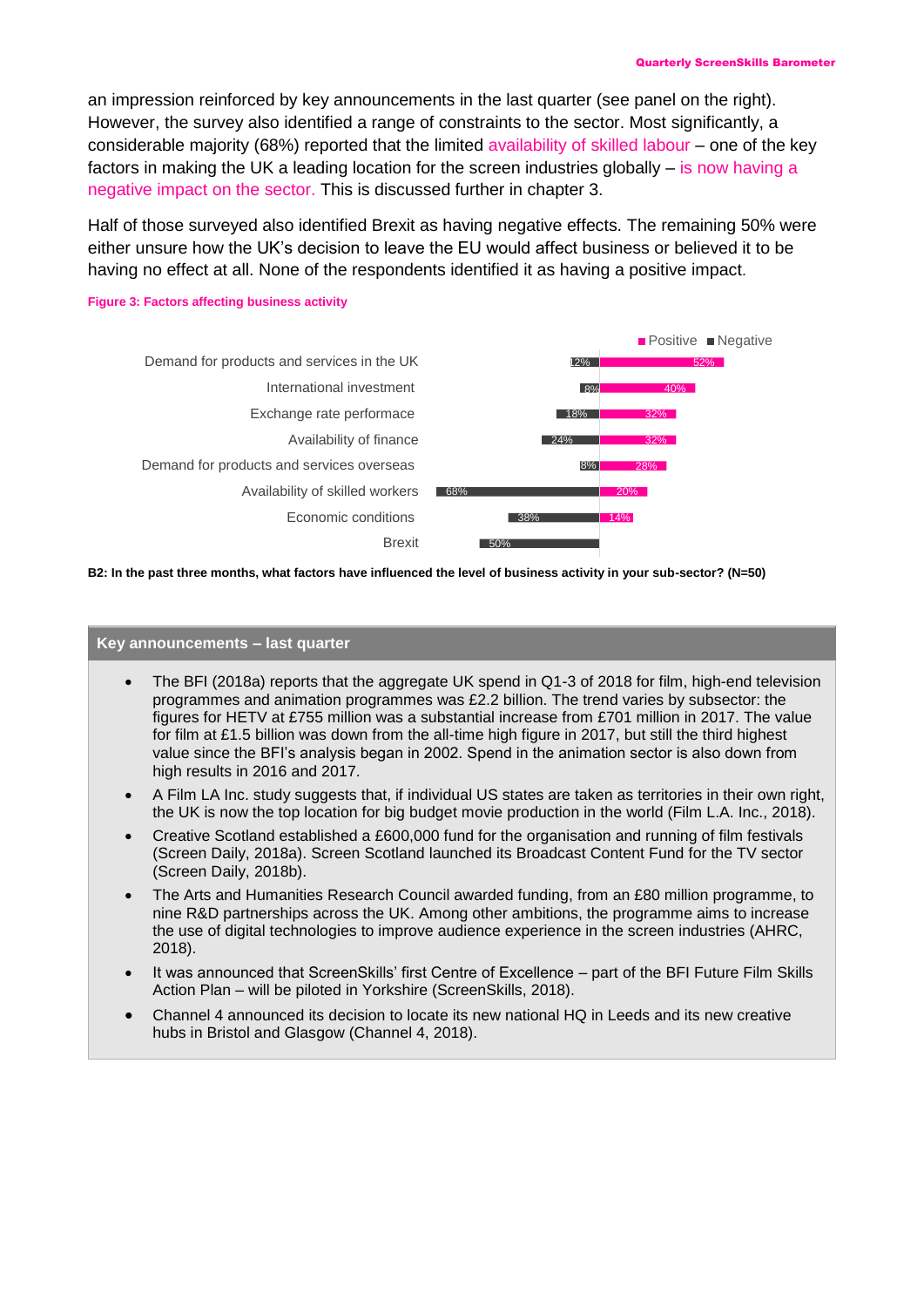an impression reinforced by key announcements in the last quarter (see panel on the right). However, the survey also identified a range of constraints to the sector. Most significantly, a considerable majority (68%) reported that the limited availability of skilled labour – one of the key factors in making the UK a leading location for the screen industries globally – is now having a negative impact on the sector. This is discussed further in chapter 3.

Half of those surveyed also identified Brexit as having negative effects. The remaining 50% were either unsure how the UK's decision to leave the EU would affect business or believed it to be having no effect at all. None of the respondents identified it as having a positive impact.

**Figure 3: Factors affecting business activity**

| Factor | Negative | Positive |
|---|---|---|
| Demand for products and services in the UK | 12% | 52% |
| International investment | 8% | 40% |
| Exchange rate perfomace | 18% | 32% |
| Availability of finance | 24% | 32% |
| Demand for products and services overseas | 8% | 28% |
| Availability of skilled workers | 68% | 20% |
| Economic conditions | 38% | 14% |
| Brexit | 50% | |

**B2: In the past three months, what factors have influenced the level of business activity in your sub-sector? (N=50)**

**Key announcements – last quarter**

- The BFI (2018a) reports that the aggregate UK spend in Q1-3 of 2018 for film, high-end television programmes and animation programmes was £2.2 billion. The trend varies by subsector: the figures for HETV at £755 million was a substantial increase from £701 million in 2017. The value for film at £1.5 billion was down from the all-time high figure in 2017, but still the third highest value since the BFI's analysis began in 2002. Spend in the animation sector is also down from high results in 2016 and 2017.
- A Film LA Inc. study suggests that, if individual US states are taken as territories in their own right, the UK is now the top location for big budget movie production in the world (Film L.A. Inc., 2018).
- Creative Scotland established a £600,000 fund for the organisation and running of film festivals (Screen Daily, 2018a). Screen Scotland launched its Broadcast Content Fund for the TV sector (Screen Daily, 2018b).
- The Arts and Humanities Research Council awarded funding, from an £80 million programme, to nine R&D partnerships across the UK. Among other ambitions, the programme aims to increase the use of digital technologies to improve audience experience in the screen industries (AHRC, 2018).
- It was announced that ScreenSkills' first Centre of Excellence – part of the BFI Future Film Skills Action Plan – will be piloted in Yorkshire (ScreenSkills, 2018).
- Channel 4 announced its decision to locate its new national HQ in Leeds and its new creative hubs in Bristol and Glasgow (Channel 4, 2018).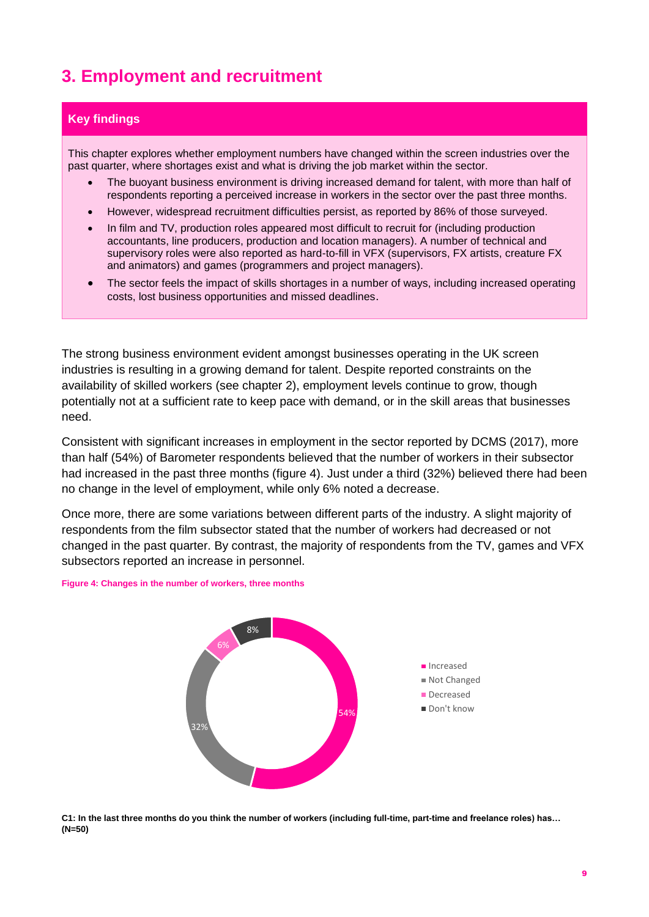## 3. Employment and recruitment

**Key findings**

This chapter explores whether employment numbers have changed within the screen industries over the past quarter, where shortages exist and what is driving the job market within the sector.

- The buoyant business environment is driving increased demand for talent, with more than half of respondents reporting a perceived increase in workers in the sector over the past three months.
- However, widespread recruitment difficulties persist, as reported by 86% of those surveyed.
- In film and TV, production roles appeared most difficult to recruit for (including production accountants, line producers, production and location managers). A number of technical and supervisory roles were also reported as hard-to-fill in VFX (supervisors, FX artists, creature FX and animators) and games (programmers and project managers).
- The sector feels the impact of skills shortages in a number of ways, including increased operating costs, lost business opportunities and missed deadlines.

The strong business environment evident amongst businesses operating in the UK screen industries is resulting in a growing demand for talent. Despite reported constraints on the availability of skilled workers (see chapter 2), employment levels continue to grow, though potentially not at a sufficient rate to keep pace with demand, or in the skill areas that businesses need.

Consistent with significant increases in employment in the sector reported by DCMS (2017), more than half (54%) of Barometer respondents believed that the number of workers in their subsector had increased in the past three months (figure 4). Just under a third (32%) believed there had been no change in the level of employment, while only 6% noted a decrease.

Once more, there are some variations between different parts of the industry. A slight majority of respondents from the film subsector stated that the number of workers had decreased or not changed in the past quarter. By contrast, the majority of respondents from the TV, games and VFX subsectors reported an increase in personnel.

**Figure 4: Changes in the number of workers, three months**

| Response | % |
| --- | --- |
| Increased | 54% |
| Not Changed | 32% |
| Decreased | 6% |
| Don't know | 8% |

**C1: In the last three months do you think the number of workers (including full-time, part-time and freelance roles) has… (N=50)**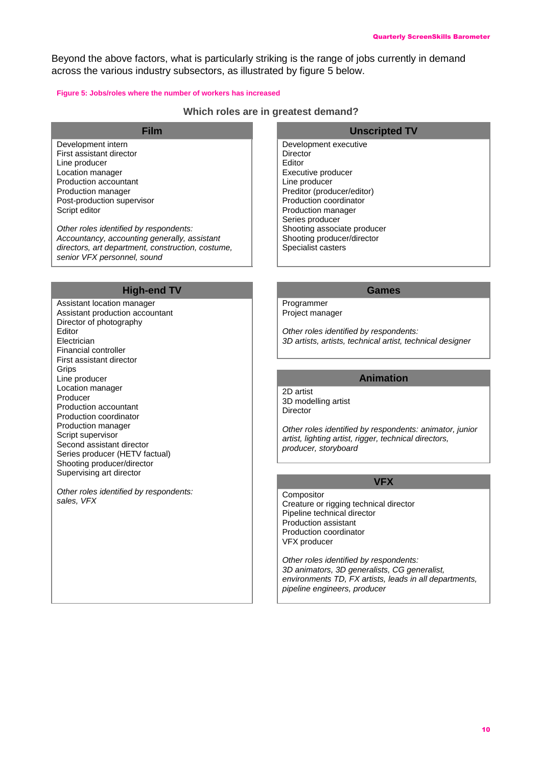Beyond the above factors, what is particularly striking is the range of jobs currently in demand across the various industry subsectors, as illustrated by figure 5 below.

**Figure 5: Jobs/roles where the number of workers has increased**

### Which roles are in greatest demand?

#### Film

Development intern
First assistant director
Line producer
Location manager
Production accountant
Production manager
Post-production supervisor
Script editor

*Other roles identified by respondents: Accountancy, accounting generally, assistant directors, art department, construction, costume, senior VFX personnel, sound*

#### Unscripted TV

Development executive
Director
Editor
Executive producer
Line producer
Preditor (producer/editor)
Production coordinator
Production manager
Series producer
Shooting associate producer
Shooting producer/director
Specialist casters

#### High-end TV

Assistant location manager
Assistant production accountant
Director of photography
Editor
Electrician
Financial controller
First assistant director
Grips
Line producer
Location manager
Producer
Production accountant
Production coordinator
Production manager
Script supervisor
Second assistant director
Series producer (HETV factual)
Shooting producer/director
Supervising art director

*Other roles identified by respondents: sales, VFX*

#### Games

Programmer
Project manager

*Other roles identified by respondents: 3D artists, artists, technical artist, technical designer*

#### Animation

2D artist
3D modelling artist
Director

*Other roles identified by respondents: animator, junior artist, lighting artist, rigger, technical directors, producer, storyboard*

#### VFX

Compositor
Creature or rigging technical director
Pipeline technical director
Production assistant
Production coordinator
VFX producer

*Other roles identified by respondents: 3D animators, 3D generalists, CG generalist, environments TD, FX artists, leads in all departments, pipeline engineers, producer*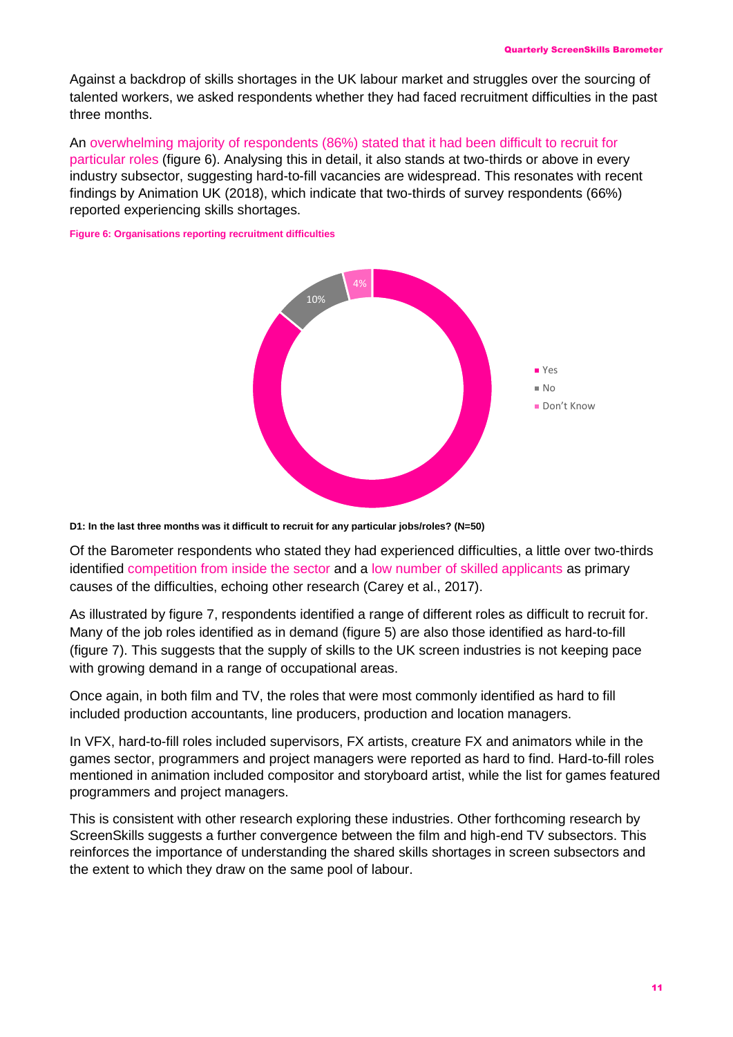Against a backdrop of skills shortages in the UK labour market and struggles over the sourcing of talented workers, we asked respondents whether they had faced recruitment difficulties in the past three months.

An overwhelming majority of respondents (86%) stated that it had been difficult to recruit for particular roles (figure 6). Analysing this in detail, it also stands at two-thirds or above in every industry subsector, suggesting hard-to-fill vacancies are widespread. This resonates with recent findings by Animation UK (2018), which indicate that two-thirds of survey respondents (66%) reported experiencing skills shortages.

**Figure 6: Organisations reporting recruitment difficulties**

| Response | % |
|---|---|
| Yes | 86% |
| No | 10% |
| Don't Know | 4% |

**D1: In the last three months was it difficult to recruit for any particular jobs/roles? (N=50)**

Of the Barometer respondents who stated they had experienced difficulties, a little over two-thirds identified competition from inside the sector and a low number of skilled applicants as primary causes of the difficulties, echoing other research (Carey et al., 2017).

As illustrated by figure 7, respondents identified a range of different roles as difficult to recruit for. Many of the job roles identified as in demand (figure 5) are also those identified as hard-to-fill (figure 7). This suggests that the supply of skills to the UK screen industries is not keeping pace with growing demand in a range of occupational areas.

Once again, in both film and TV, the roles that were most commonly identified as hard to fill included production accountants, line producers, production and location managers.

In VFX, hard-to-fill roles included supervisors, FX artists, creature FX and animators while in the games sector, programmers and project managers were reported as hard to find. Hard-to-fill roles mentioned in animation included compositor and storyboard artist, while the list for games featured programmers and project managers.

This is consistent with other research exploring these industries. Other forthcoming research by ScreenSkills suggests a further convergence between the film and high-end TV subsectors. This reinforces the importance of understanding the shared skills shortages in screen subsectors and the extent to which they draw on the same pool of labour.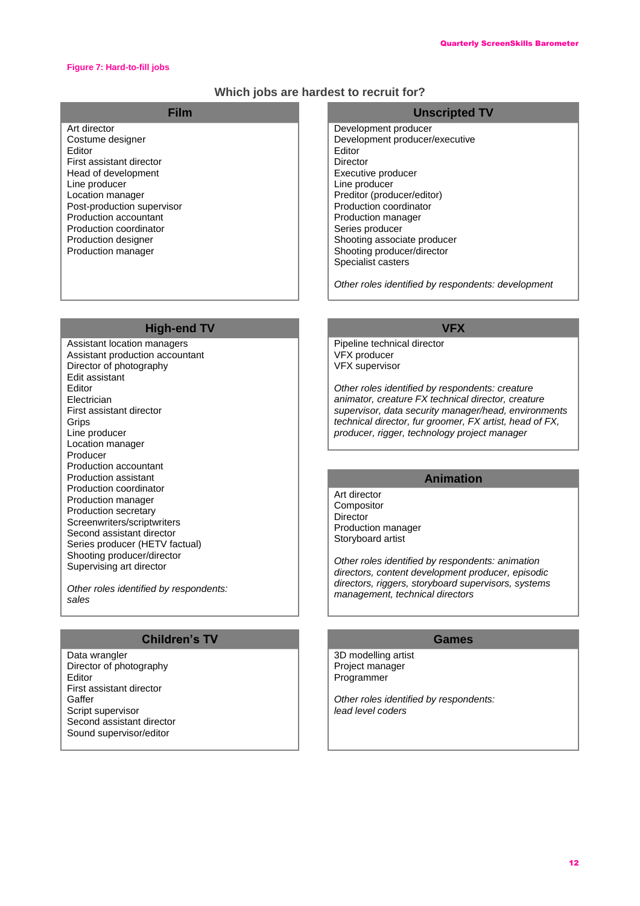Figure 7: Hard-to-fill jobs

## Which jobs are hardest to recruit for?

### Film

Art director
Costume designer
Editor
First assistant director
Head of development
Line producer
Location manager
Post-production supervisor
Production accountant
Production coordinator
Production designer
Production manager

### Unscripted TV

Development producer
Development producer/executive
Editor
Director
Executive producer
Line producer
Preditor (producer/editor)
Production coordinator
Production manager
Series producer
Shooting associate producer
Shooting producer/director
Specialist casters

*Other roles identified by respondents: development*

### High-end TV

Assistant location managers
Assistant production accountant
Director of photography
Edit assistant
Editor
Electrician
First assistant director
Grips
Line producer
Location manager
Producer
Production accountant
Production assistant
Production coordinator
Production manager
Production secretary
Screenwriters/scriptwriters
Second assistant director
Series producer (HETV factual)
Shooting producer/director
Supervising art director

*Other roles identified by respondents: sales*

### VFX

Pipeline technical director
VFX producer
VFX supervisor

*Other roles identified by respondents: creature animator, creature FX technical director, creature supervisor, data security manager/head, environments technical director, fur groomer, FX artist, head of FX, producer, rigger, technology project manager*

### Animation

Art director
Compositor
Director
Production manager
Storyboard artist

*Other roles identified by respondents: animation directors, content development producer, episodic directors, riggers, storyboard supervisors, systems management, technical directors*

### Children's TV

Data wrangler
Director of photography
Editor
First assistant director
Gaffer
Script supervisor
Second assistant director
Sound supervisor/editor

### Games

3D modelling artist
Project manager
Programmer

*Other roles identified by respondents: lead level coders*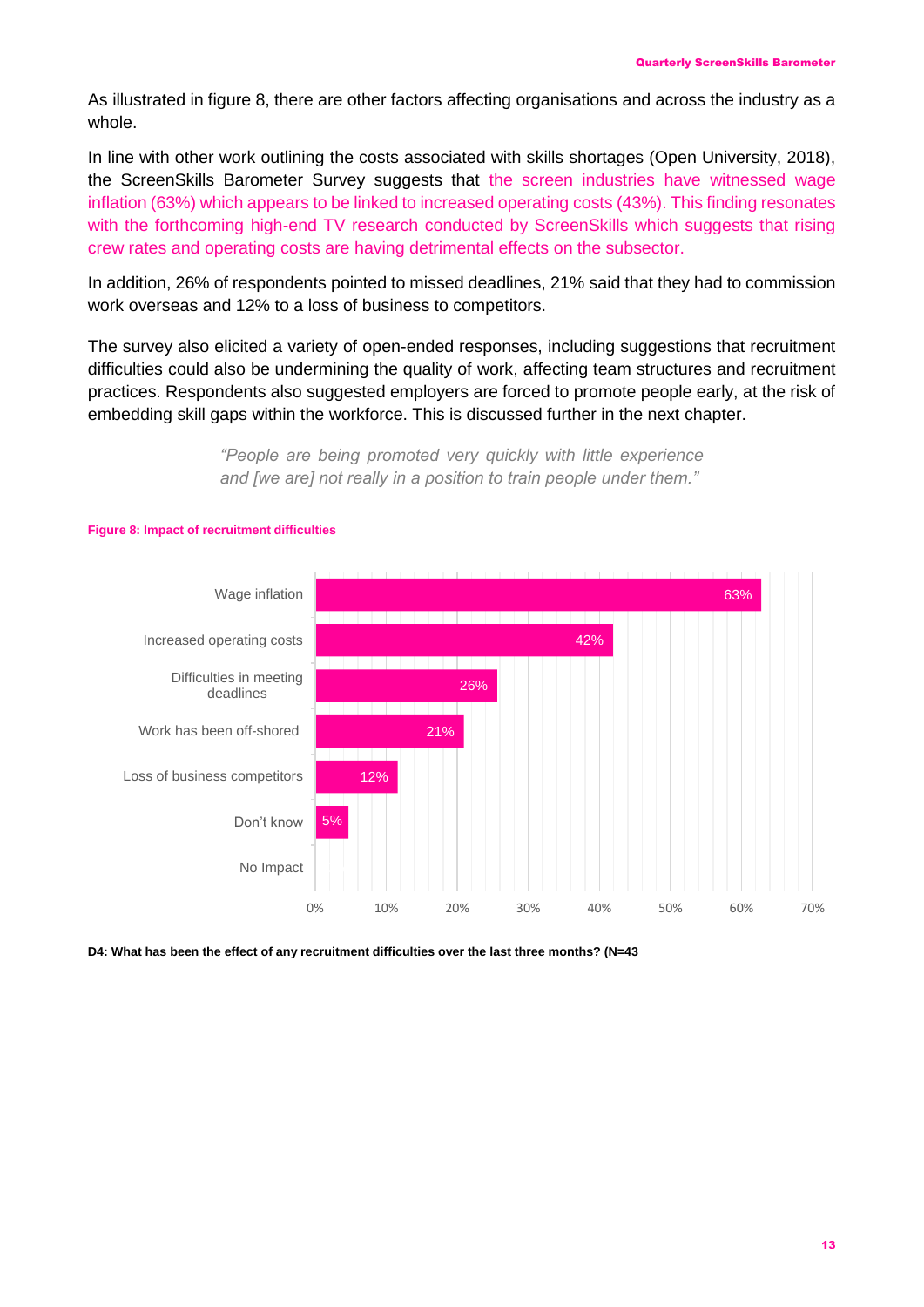As illustrated in figure 8, there are other factors affecting organisations and across the industry as a whole.

In line with other work outlining the costs associated with skills shortages (Open University, 2018), the ScreenSkills Barometer Survey suggests that the screen industries have witnessed wage inflation (63%) which appears to be linked to increased operating costs (43%). This finding resonates with the forthcoming high-end TV research conducted by ScreenSkills which suggests that rising crew rates and operating costs are having detrimental effects on the subsector.

In addition, 26% of respondents pointed to missed deadlines, 21% said that they had to commission work overseas and 12% to a loss of business to competitors.

The survey also elicited a variety of open-ended responses, including suggestions that recruitment difficulties could also be undermining the quality of work, affecting team structures and recruitment practices. Respondents also suggested employers are forced to promote people early, at the risk of embedding skill gaps within the workforce. This is discussed further in the next chapter.

> *"People are being promoted very quickly with little experience and [we are] not really in a position to train people under them."*

**Figure 8: Impact of recruitment difficulties**

| Effect | % |
|---|---|
| Wage inflation | 63% |
| Increased operating costs | 42% |
| Difficulties in meeting deadlines | 26% |
| Work has been off-shored | 21% |
| Loss of business competitors | 12% |
| Don't know | 5% |
| No Impact | |

**D4: What has been the effect of any recruitment difficulties over the last three months? (N=43**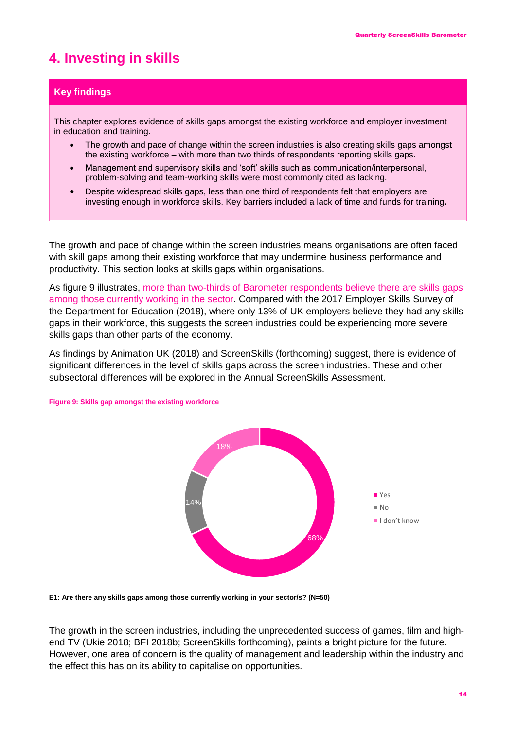# 4. Investing in skills

## Key findings

This chapter explores evidence of skills gaps amongst the existing workforce and employer investment in education and training.

- The growth and pace of change within the screen industries is also creating skills gaps amongst the existing workforce – with more than two thirds of respondents reporting skills gaps.
- Management and supervisory skills and 'soft' skills such as communication/interpersonal, problem-solving and team-working skills were most commonly cited as lacking.
- Despite widespread skills gaps, less than one third of respondents felt that employers are investing enough in workforce skills. Key barriers included a lack of time and funds for training.

The growth and pace of change within the screen industries means organisations are often faced with skill gaps among their existing workforce that may undermine business performance and productivity. This section looks at skills gaps within organisations.

As figure 9 illustrates, more than two-thirds of Barometer respondents believe there are skills gaps among those currently working in the sector. Compared with the 2017 Employer Skills Survey of the Department for Education (2018), where only 13% of UK employers believe they had any skills gaps in their workforce, this suggests the screen industries could be experiencing more severe skills gaps than other parts of the economy.

As findings by Animation UK (2018) and ScreenSkills (forthcoming) suggest, there is evidence of significant differences in the level of skills gaps across the screen industries. These and other subsectoral differences will be explored in the Annual ScreenSkills Assessment.

**Figure 9: Skills gap amongst the existing workforce**

| Response | % |
|---|---|
| Yes | 68% |
| No | 14% |
| I don't know | 18% |

**E1: Are there any skills gaps among those currently working in your sector/s? (N=50)**

The growth in the screen industries, including the unprecedented success of games, film and high-end TV (Ukie 2018; BFI 2018b; ScreenSkills forthcoming), paints a bright picture for the future. However, one area of concern is the quality of management and leadership within the industry and the effect this has on its ability to capitalise on opportunities.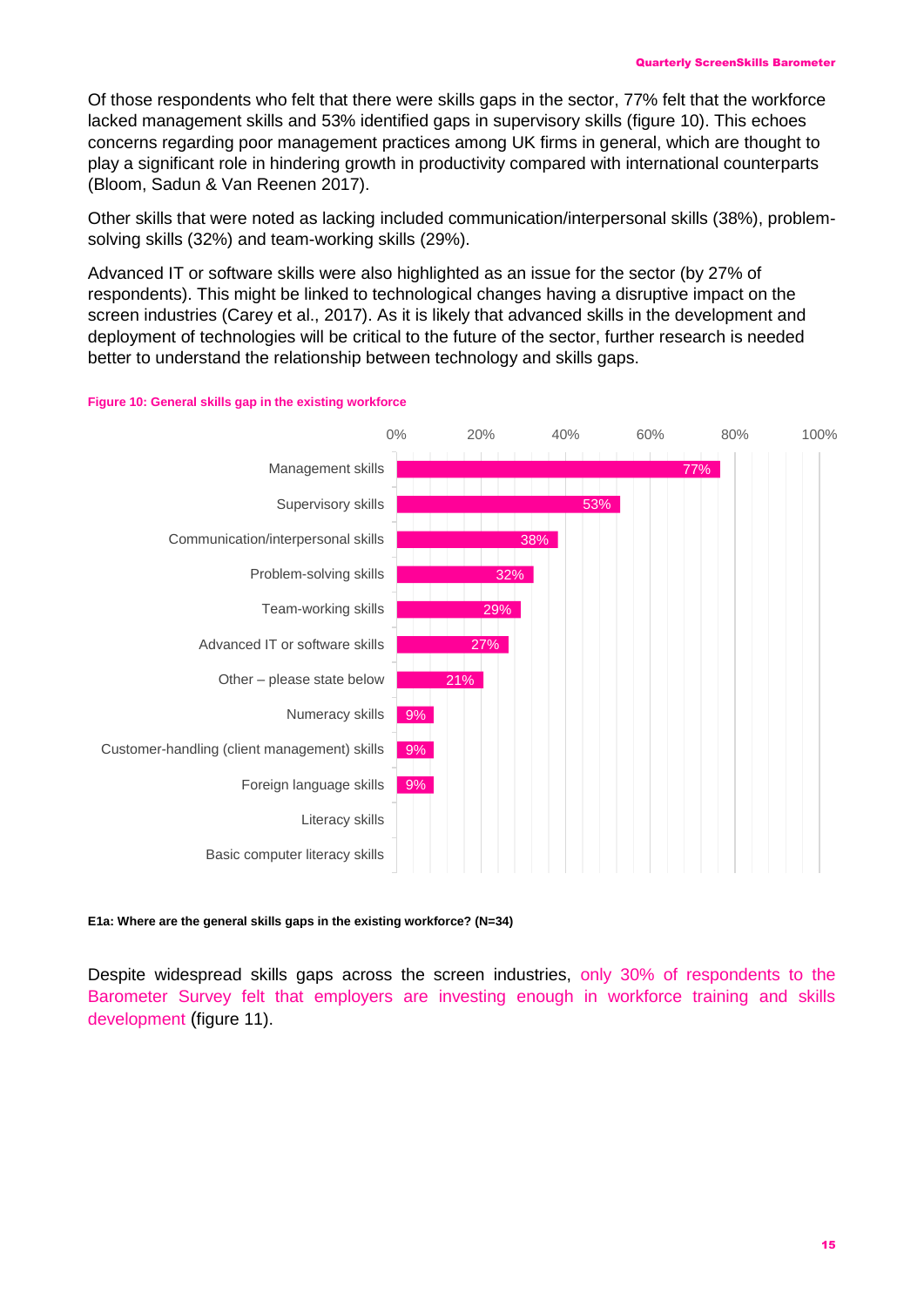Of those respondents who felt that there were skills gaps in the sector, 77% felt that the workforce lacked management skills and 53% identified gaps in supervisory skills (figure 10). This echoes concerns regarding poor management practices among UK firms in general, which are thought to play a significant role in hindering growth in productivity compared with international counterparts (Bloom, Sadun & Van Reenen 2017).

Other skills that were noted as lacking included communication/interpersonal skills (38%), problem-solving skills (32%) and team-working skills (29%).

Advanced IT or software skills were also highlighted as an issue for the sector (by 27% of respondents). This might be linked to technological changes having a disruptive impact on the screen industries (Carey et al., 2017). As it is likely that advanced skills in the development and deployment of technologies will be critical to the future of the sector, further research is needed better to understand the relationship between technology and skills gaps.

**Figure 10: General skills gap in the existing workforce**

| Skill | % |
|---|---|
| Management skills | 77% |
| Supervisory skills | 53% |
| Communication/interpersonal skills | 38% |
| Problem-solving skills | 32% |
| Team-working skills | 29% |
| Advanced IT or software skills | 27% |
| Other – please state below | 21% |
| Numeracy skills | 9% |
| Customer-handling (client management) skills | 9% |
| Foreign language skills | 9% |
| Literacy skills | |
| Basic computer literacy skills | |

**E1a: Where are the general skills gaps in the existing workforce? (N=34)**

Despite widespread skills gaps across the screen industries, only 30% of respondents to the Barometer Survey felt that employers are investing enough in workforce training and skills development (figure 11).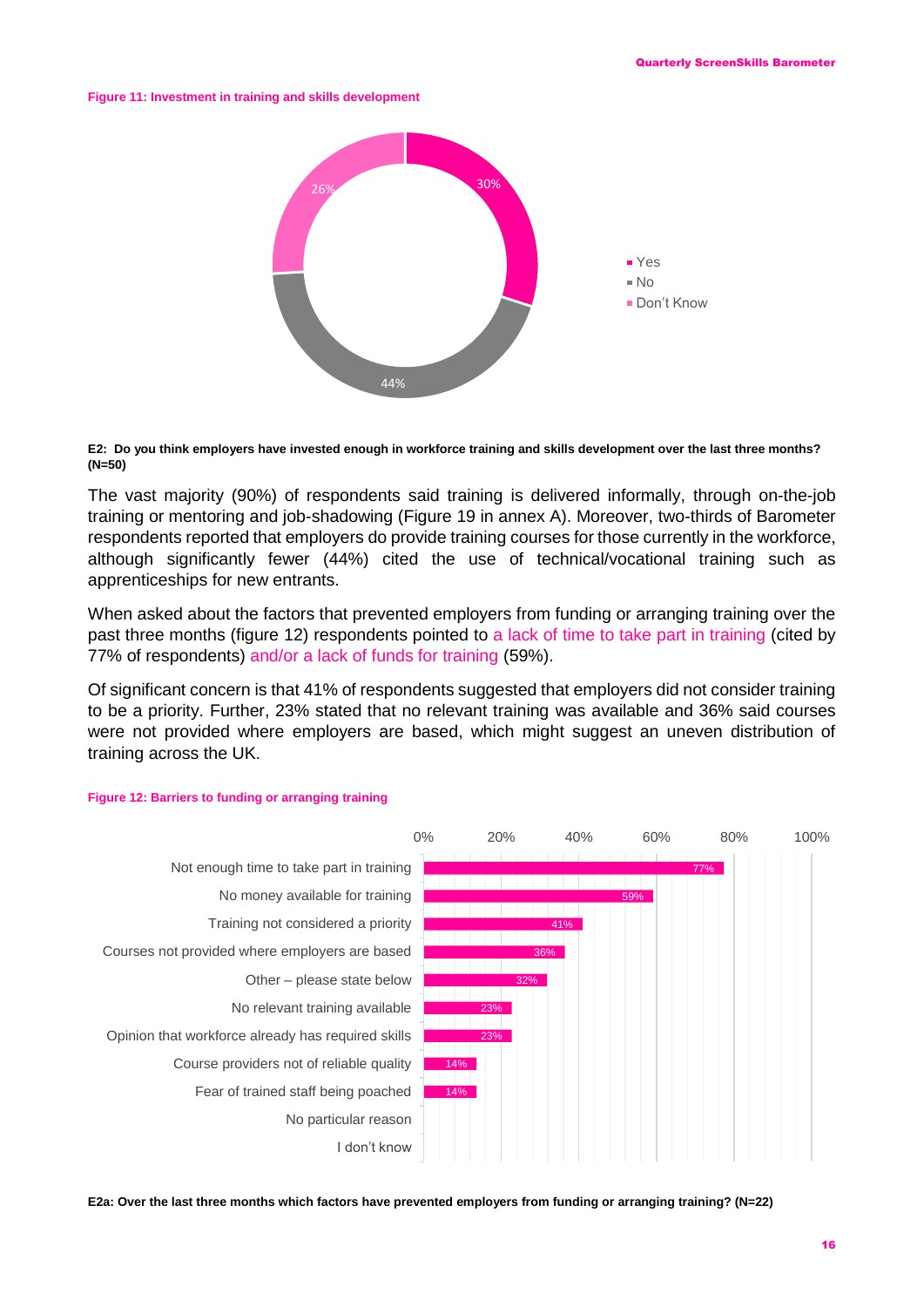**Figure 11: Investment in training and skills development**

| Response | % |
|---|---|
| Yes | 30% |
| No | 44% |
| Don't Know | 26% |

**E2: Do you think employers have invested enough in workforce training and skills development over the last three months? (N=50)**

The vast majority (90%) of respondents said training is delivered informally, through on-the-job training or mentoring and job-shadowing (Figure 19 in annex A). Moreover, two-thirds of Barometer respondents reported that employers do provide training courses for those currently in the workforce, although significantly fewer (44%) cited the use of technical/vocational training such as apprenticeships for new entrants.

When asked about the factors that prevented employers from funding or arranging training over the past three months (figure 12) respondents pointed to a lack of time to take part in training (cited by 77% of respondents) and/or a lack of funds for training (59%).

Of significant concern is that 41% of respondents suggested that employers did not consider training to be a priority. Further, 23% stated that no relevant training was available and 36% said courses were not provided where employers are based, which might suggest an uneven distribution of training across the UK.

**Figure 12: Barriers to funding or arranging training**

| Barrier | % |
|---|---|
| Not enough time to take part in training | 77% |
| No money available for training | 59% |
| Training not considered a priority | 41% |
| Courses not provided where employers are based | 36% |
| Other – please state below | 32% |
| No relevant training available | 23% |
| Opinion that workforce already has required skills | 23% |
| Course providers not of reliable quality | 14% |
| Fear of trained staff being poached | 14% |
| No particular reason | |
| I don't know | |

**E2a: Over the last three months which factors have prevented employers from funding or arranging training? (N=22)**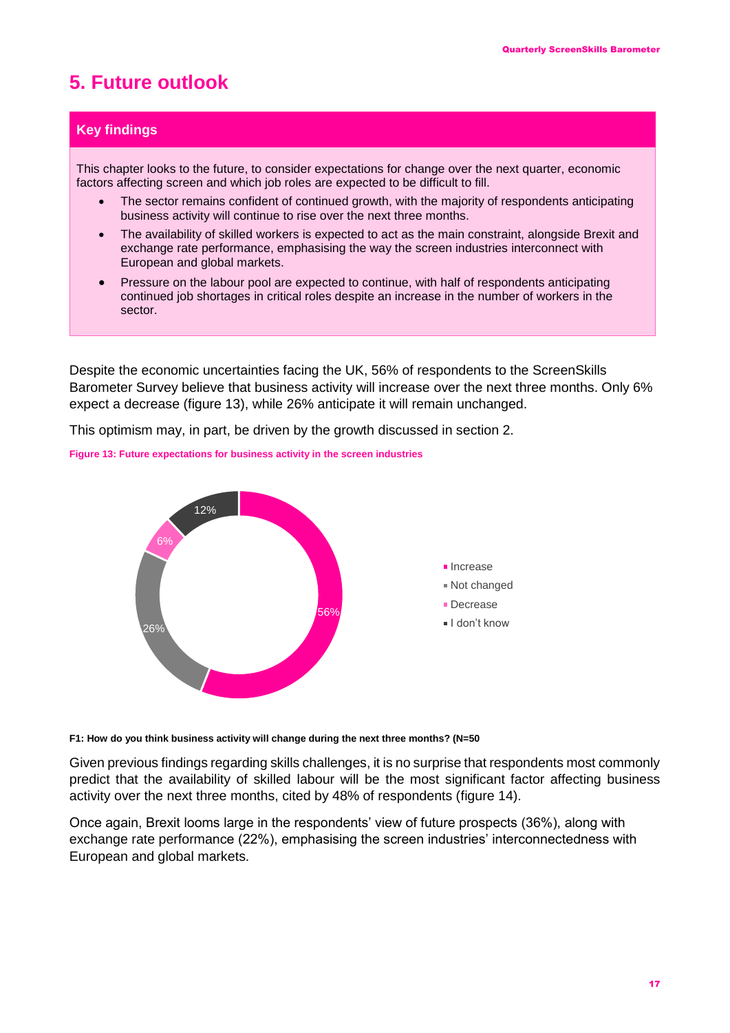# 5. Future outlook

## Key findings

This chapter looks to the future, to consider expectations for change over the next quarter, economic factors affecting screen and which job roles are expected to be difficult to fill.

- The sector remains confident of continued growth, with the majority of respondents anticipating business activity will continue to rise over the next three months.
- The availability of skilled workers is expected to act as the main constraint, alongside Brexit and exchange rate performance, emphasising the way the screen industries interconnect with European and global markets.
- Pressure on the labour pool are expected to continue, with half of respondents anticipating continued job shortages in critical roles despite an increase in the number of workers in the sector.

Despite the economic uncertainties facing the UK, 56% of respondents to the ScreenSkills Barometer Survey believe that business activity will increase over the next three months. Only 6% expect a decrease (figure 13), while 26% anticipate it will remain unchanged.

This optimism may, in part, be driven by the growth discussed in section 2.

**Figure 13: Future expectations for business activity in the screen industries**

| Response | % |
|---|---|
| Increase | 56% |
| Not changed | 26% |
| Decrease | 6% |
| I don't know | 12% |

**F1: How do you think business activity will change during the next three months? (N=50**

Given previous findings regarding skills challenges, it is no surprise that respondents most commonly predict that the availability of skilled labour will be the most significant factor affecting business activity over the next three months, cited by 48% of respondents (figure 14).

Once again, Brexit looms large in the respondents' view of future prospects (36%), along with exchange rate performance (22%), emphasising the screen industries' interconnectedness with European and global markets.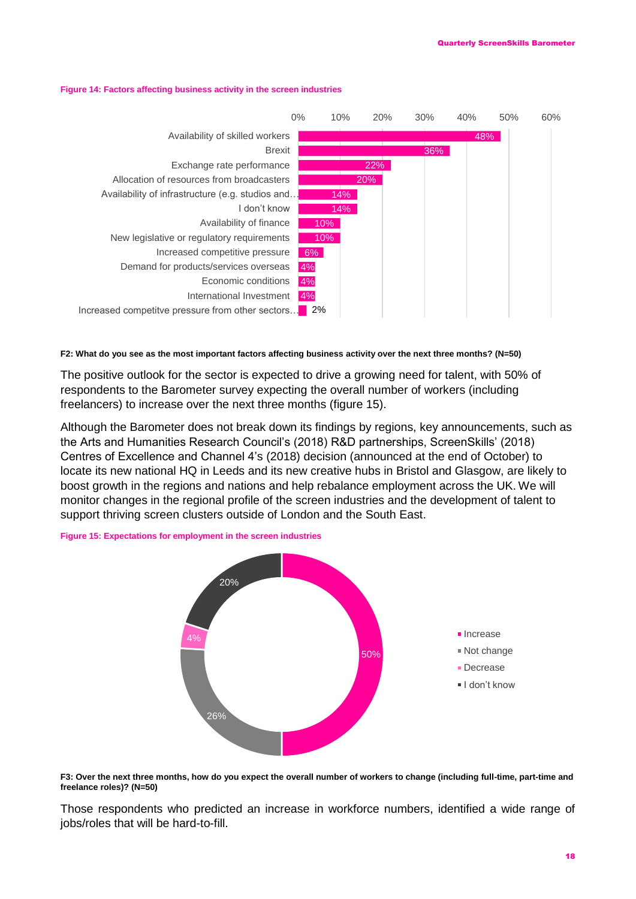**Figure 14: Factors affecting business activity in the screen industries**

| Factor | % |
|---|---|
| Availability of skilled workers | 48% |
| Brexit | 36% |
| Exchange rate performance | 22% |
| Allocation of resources from broadcasters | 20% |
| Availability of infrastructure (e.g. studios and… | 14% |
| I don't know | 14% |
| Availability of finance | 10% |
| New legislative or regulatory requirements | 10% |
| Increased competitive pressure | 6% |
| Demand for products/services overseas | 4% |
| Economic conditions | 4% |
| International Investment | 4% |
| Increased competitve pressure from other sectors… | 2% |

**F2: What do you see as the most important factors affecting business activity over the next three months? (N=50)**

The positive outlook for the sector is expected to drive a growing need for talent, with 50% of respondents to the Barometer survey expecting the overall number of workers (including freelancers) to increase over the next three months (figure 15).

Although the Barometer does not break down its findings by regions, key announcements, such as the Arts and Humanities Research Council's (2018) R&D partnerships, ScreenSkills' (2018) Centres of Excellence and Channel 4's (2018) decision (announced at the end of October) to locate its new national HQ in Leeds and its new creative hubs in Bristol and Glasgow, are likely to boost growth in the regions and nations and help rebalance employment across the UK. We will monitor changes in the regional profile of the screen industries and the development of talent to support thriving screen clusters outside of London and the South East.

**Figure 15: Expectations for employment in the screen industries**

| Expectation | % |
|---|---|
| Increase | 50% |
| Not change | 26% |
| Decrease | 4% |
| I don't know | 20% |

**F3: Over the next three months, how do you expect the overall number of workers to change (including full-time, part-time and freelance roles)? (N=50)**

Those respondents who predicted an increase in workforce numbers, identified a wide range of jobs/roles that will be hard-to-fill.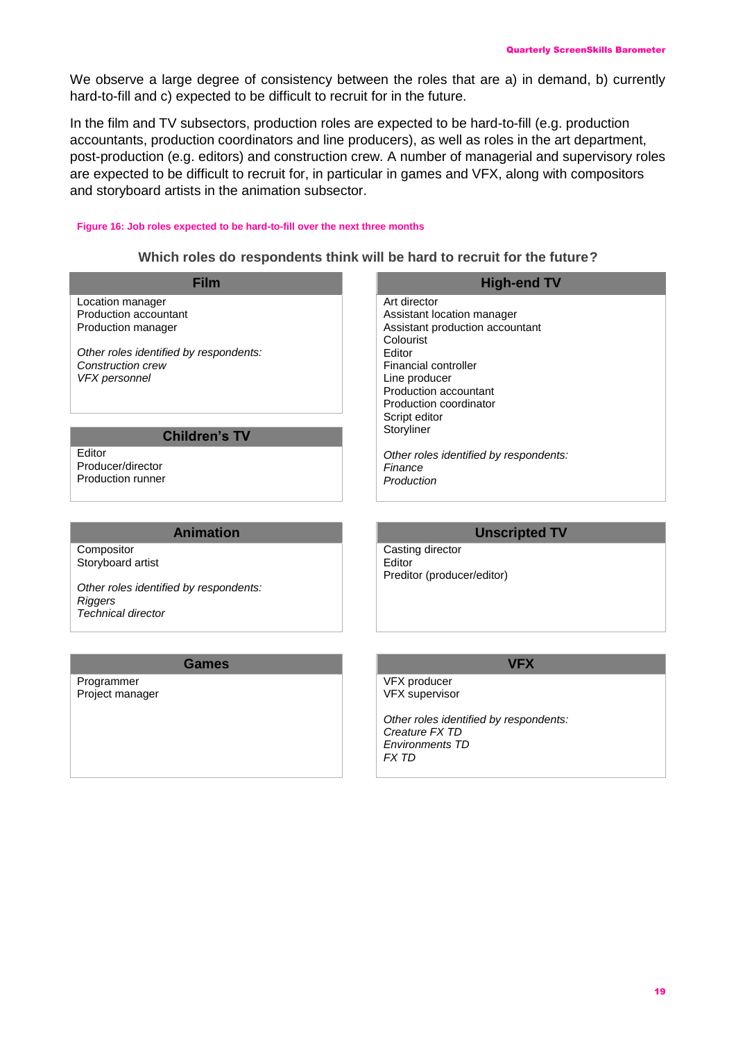We observe a large degree of consistency between the roles that are a) in demand, b) currently hard-to-fill and c) expected to be difficult to recruit for in the future.

In the film and TV subsectors, production roles are expected to be hard-to-fill (e.g. production accountants, production coordinators and line producers), as well as roles in the art department, post-production (e.g. editors) and construction crew. A number of managerial and supervisory roles are expected to be difficult to recruit for, in particular in games and VFX, along with compositors and storyboard artists in the animation subsector.

**Figure 16: Job roles expected to be hard-to-fill over the next three months**

**Which roles do respondents think will be hard to recruit for the future?**

**Film**

Location manager
Production accountant
Production manager

*Other roles identified by respondents:*
*Construction crew*
*VFX personnel*

**High-end TV**

Art director
Assistant location manager
Assistant production accountant
Colourist
Editor
Financial controller
Line producer
Production accountant
Production coordinator
Script editor
Storyliner

*Other roles identified by respondents:*
*Finance*
*Production*

**Children's TV**

Editor
Producer/director
Production runner

**Animation**

Compositor
Storyboard artist

*Other roles identified by respondents:*
*Riggers*
*Technical director*

**Unscripted TV**

Casting director
Editor
Preditor (producer/editor)

**Games**

Programmer
Project manager

**VFX**

VFX producer
VFX supervisor

*Other roles identified by respondents:*
*Creature FX TD*
*Environments TD*
*FX TD*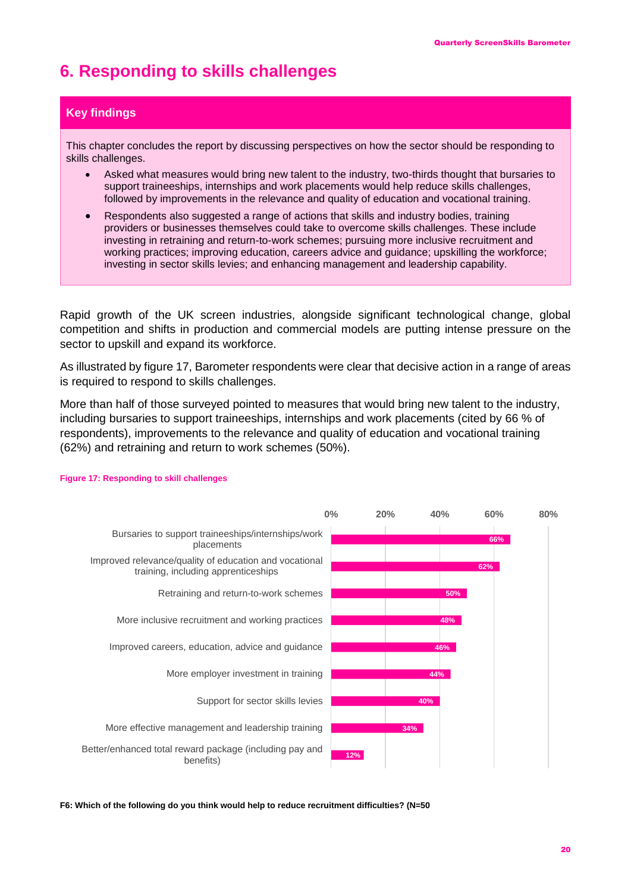# 6. Responding to skills challenges

## Key findings

This chapter concludes the report by discussing perspectives on how the sector should be responding to skills challenges.

- Asked what measures would bring new talent to the industry, two-thirds thought that bursaries to support traineeships, internships and work placements would help reduce skills challenges, followed by improvements in the relevance and quality of education and vocational training.
- Respondents also suggested a range of actions that skills and industry bodies, training providers or businesses themselves could take to overcome skills challenges. These include investing in retraining and return-to-work schemes; pursuing more inclusive recruitment and working practices; improving education, careers advice and guidance; upskilling the workforce; investing in sector skills levies; and enhancing management and leadership capability.

Rapid growth of the UK screen industries, alongside significant technological change, global competition and shifts in production and commercial models are putting intense pressure on the sector to upskill and expand its workforce.

As illustrated by figure 17, Barometer respondents were clear that decisive action in a range of areas is required to respond to skills challenges.

More than half of those surveyed pointed to measures that would bring new talent to the industry, including bursaries to support traineeships, internships and work placements (cited by 66 % of respondents), improvements to the relevance and quality of education and vocational training (62%) and retraining and return to work schemes (50%).

**Figure 17: Responding to skill challenges**

| Measure | % |
|---|---|
| Bursaries to support traineeships/internships/work placements | 66% |
| Improved relevance/quality of education and vocational training, including apprenticeships | 62% |
| Retraining and return-to-work schemes | 50% |
| More inclusive recruitment and working practices | 48% |
| Improved careers, education, advice and guidance | 46% |
| More employer investment in training | 44% |
| Support for sector skills levies | 40% |
| More effective management and leadership training | 34% |
| Better/enhanced total reward package (including pay and benefits) | 12% |

**F6: Which of the following do you think would help to reduce recruitment difficulties? (N=50**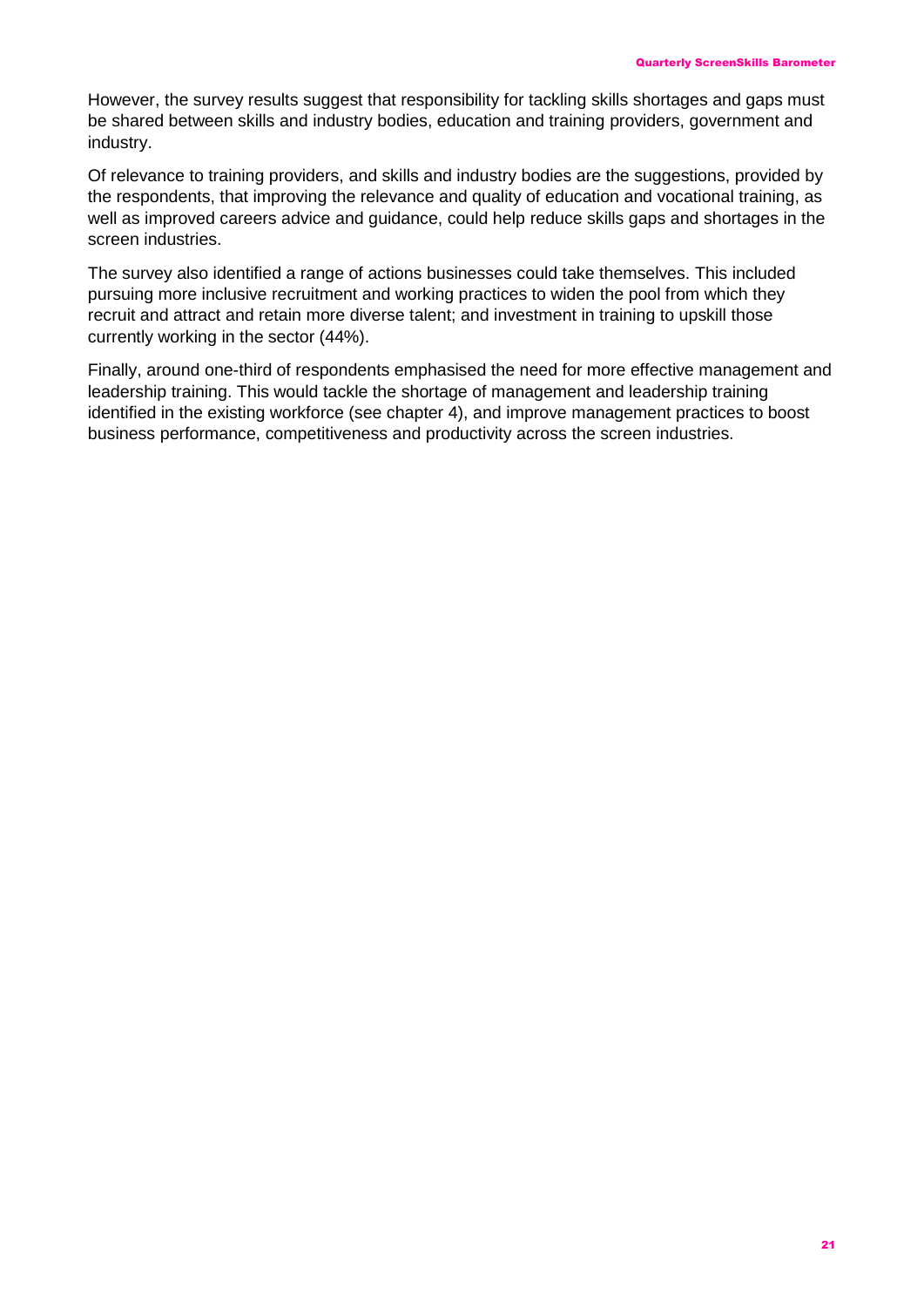However, the survey results suggest that responsibility for tackling skills shortages and gaps must be shared between skills and industry bodies, education and training providers, government and industry.

Of relevance to training providers, and skills and industry bodies are the suggestions, provided by the respondents, that improving the relevance and quality of education and vocational training, as well as improved careers advice and guidance, could help reduce skills gaps and shortages in the screen industries.

The survey also identified a range of actions businesses could take themselves. This included pursuing more inclusive recruitment and working practices to widen the pool from which they recruit and attract and retain more diverse talent; and investment in training to upskill those currently working in the sector (44%).

Finally, around one-third of respondents emphasised the need for more effective management and leadership training. This would tackle the shortage of management and leadership training identified in the existing workforce (see chapter 4), and improve management practices to boost business performance, competitiveness and productivity across the screen industries.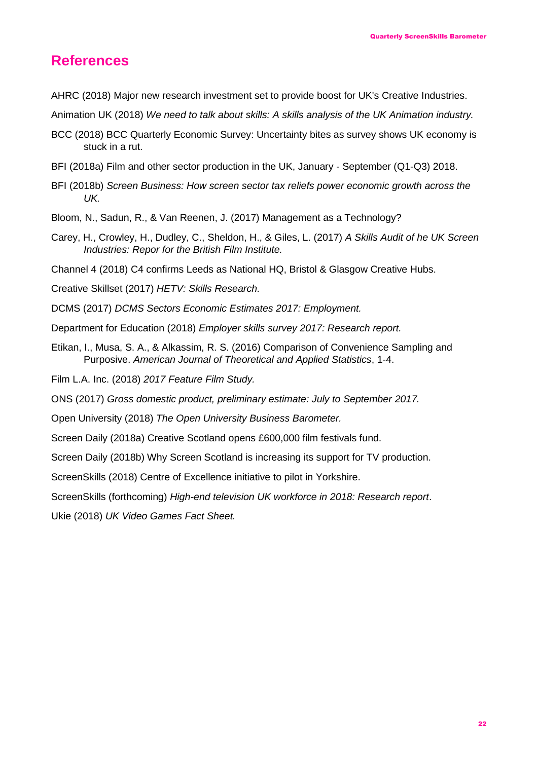# References

AHRC (2018) Major new research investment set to provide boost for UK's Creative Industries.

Animation UK (2018) *We need to talk about skills: A skills analysis of the UK Animation industry.*

BCC (2018) BCC Quarterly Economic Survey: Uncertainty bites as survey shows UK economy is stuck in a rut.

BFI (2018a) Film and other sector production in the UK, January - September (Q1-Q3) 2018.

BFI (2018b) *Screen Business: How screen sector tax reliefs power economic growth across the UK.*

Bloom, N., Sadun, R., & Van Reenen, J. (2017) Management as a Technology?

Carey, H., Crowley, H., Dudley, C., Sheldon, H., & Giles, L. (2017) *A Skills Audit of he UK Screen Industries: Repor for the British Film Institute.*

Channel 4 (2018) C4 confirms Leeds as National HQ, Bristol & Glasgow Creative Hubs.

Creative Skillset (2017) *HETV: Skills Research.*

DCMS (2017) *DCMS Sectors Economic Estimates 2017: Employment.*

Department for Education (2018) *Employer skills survey 2017: Research report.*

Etikan, I., Musa, S. A., & Alkassim, R. S. (2016) Comparison of Convenience Sampling and Purposive. *American Journal of Theoretical and Applied Statistics*, 1-4.

Film L.A. Inc. (2018) *2017 Feature Film Study.*

ONS (2017) *Gross domestic product, preliminary estimate: July to September 2017.*

Open University (2018) *The Open University Business Barometer.*

Screen Daily (2018a) Creative Scotland opens £600,000 film festivals fund.

Screen Daily (2018b) Why Screen Scotland is increasing its support for TV production.

ScreenSkills (2018) Centre of Excellence initiative to pilot in Yorkshire.

ScreenSkills (forthcoming) *High-end television UK workforce in 2018: Research report*.

Ukie (2018) *UK Video Games Fact Sheet.*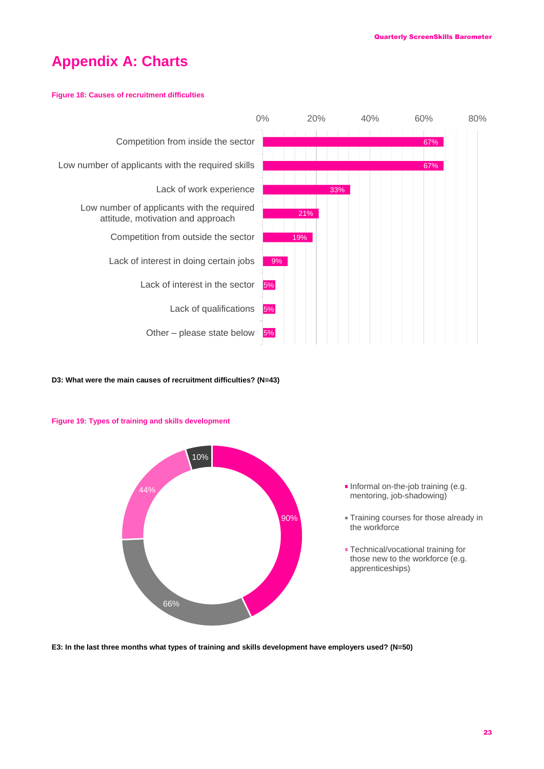# Appendix A: Charts

**Figure 18: Causes of recruitment difficulties**

0% 20% 40% 60% 80%

Competition from inside the sector 67%

Low number of applicants with the required skills 67%

Lack of work experience 33%

Low number of applicants with the required attitude, motivation and approach 21%

Competition from outside the sector 19%

Lack of interest in doing certain jobs 9%

Lack of interest in the sector 5%

Lack of qualifications 5%

Other – please state below 5%

**D3: What were the main causes of recruitment difficulties? (N=43)**

**Figure 19: Types of training and skills development**

90%
66%
44%
10%

- Informal on-the-job training (e.g. mentoring, job-shadowing)
- Training courses for those already in the workforce
- Technical/vocational training for those new to the workforce (e.g. apprenticeships)

**E3: In the last three months what types of training and skills development have employers used? (N=50)**